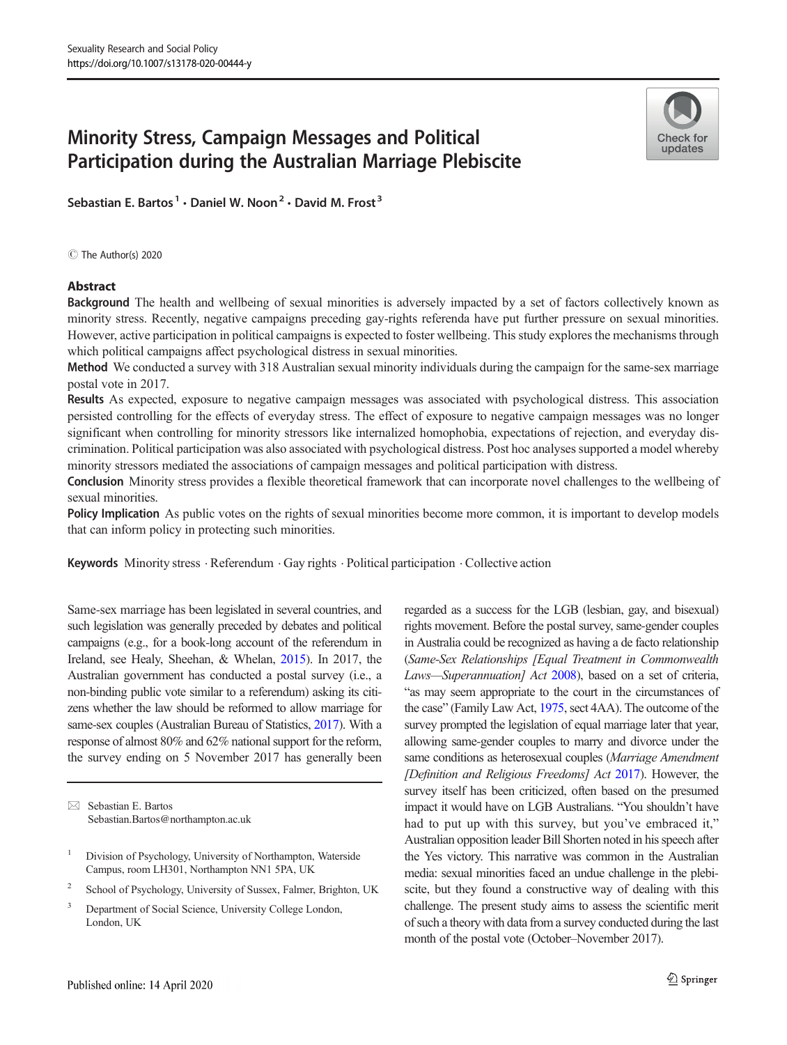# Minority Stress, Campaign Messages and Political Participation during the Australian Marriage Plebiscite

Sebastian E. Bartos[1] · Daniel W. Noon[2] · David M. Frost[3]

© The Author(s) 2020

## Abstract

**Background** The health and wellbeing of sexual minorities is adversely impacted by a set of factors collectively known as minority stress. Recently, negative campaigns preceding gay-rights referenda have put further pressure on sexual minorities. However, active participation in political campaigns is expected to foster wellbeing. This study explores the mechanisms through which political campaigns affect psychological distress in sexual minorities.

**Method** We conducted a survey with 318 Australian sexual minority individuals during the campaign for the same-sex marriage postal vote in 2017.

**Results** As expected, exposure to negative campaign messages was associated with psychological distress. This association persisted controlling for the effects of everyday stress. The effect of exposure to negative campaign messages was no longer significant when controlling for minority stressors like internalized homophobia, expectations of rejection, and everyday discrimination. Political participation was also associated with psychological distress. Post hoc analyses supported a model whereby minority stressors mediated the associations of campaign messages and political participation with distress.

**Conclusion** Minority stress provides a flexible theoretical framework that can incorporate novel challenges to the wellbeing of sexual minorities.

**Policy Implication** As public votes on the rights of sexual minorities become more common, it is important to develop models that can inform policy in protecting such minorities.

**Keywords** Minority stress · Referendum · Gay rights · Political participation · Collective action

Same-sex marriage has been legislated in several countries, and such legislation was generally preceded by debates and political campaigns (e.g., for a book-long account of the referendum in Ireland, see Healy, Sheehan, & Whelan, 2015). In 2017, the Australian government has conducted a postal survey (i.e., a non-binding public vote similar to a referendum) asking its citizens whether the law should be reformed to allow marriage for same-sex couples (Australian Bureau of Statistics, 2017). With a response of almost 80% and 62% national support for the reform, the survey ending on 5 November 2017 has generally been regarded as a success for the LGB (lesbian, gay, and bisexual) rights movement. Before the postal survey, same-gender couples in Australia could be recognized as having a de facto relationship (*Same-Sex Relationships [Equal Treatment in Commonwealth Laws—Superannuation] Act* 2008), based on a set of criteria, "as may seem appropriate to the court in the circumstances of the case" (Family Law Act, 1975, sect 4AA). The outcome of the survey prompted the legislation of equal marriage later that year, allowing same-gender couples to marry and divorce under the same conditions as heterosexual couples (*Marriage Amendment [Definition and Religious Freedoms] Act* 2017). However, the survey itself has been criticized, often based on the presumed impact it would have on LGB Australians. "You shouldn't have had to put up with this survey, but you've embraced it," Australian opposition leader Bill Shorten noted in his speech after the Yes victory. This narrative was common in the Australian media: sexual minorities faced an undue challenge in the plebiscite, but they found a constructive way of dealing with this challenge. The present study aims to assess the scientific merit of such a theory with data from a survey conducted during the last month of the postal vote (October–November 2017).

---

✉ Sebastian E. Bartos
Sebastian.Bartos@northampton.ac.uk

[1] Division of Psychology, University of Northampton, Waterside Campus, room LH301, Northampton NN1 5PA, UK

[2] School of Psychology, University of Sussex, Falmer, Brighton, UK

[3] Department of Social Science, University College London, London, UK

Published online: 14 April 2020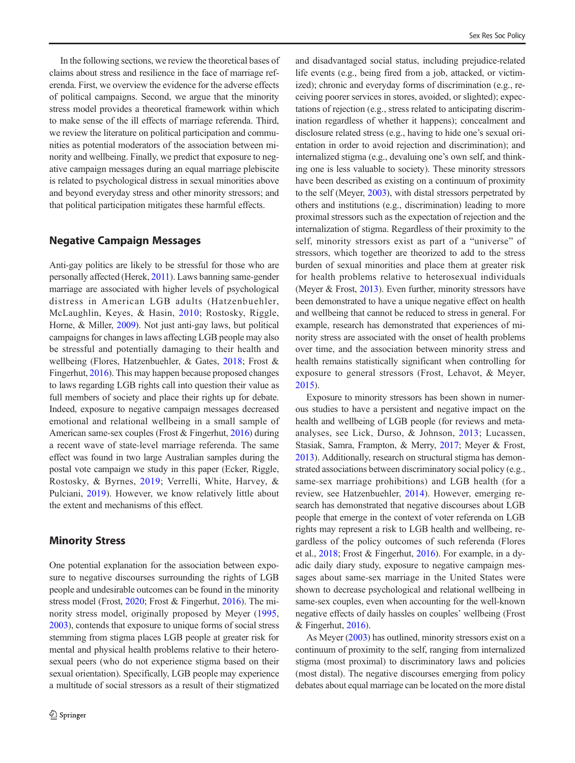In the following sections, we review the theoretical bases of claims about stress and resilience in the face of marriage referenda. First, we overview the evidence for the adverse effects of political campaigns. Second, we argue that the minority stress model provides a theoretical framework within which to make sense of the ill effects of marriage referenda. Third, we review the literature on political participation and communities as potential moderators of the association between minority and wellbeing. Finally, we predict that exposure to negative campaign messages during an equal marriage plebiscite is related to psychological distress in sexual minorities above and beyond everyday stress and other minority stressors; and that political participation mitigates these harmful effects.

## Negative Campaign Messages

Anti-gay politics are likely to be stressful for those who are personally affected (Herek, 2011). Laws banning same-gender marriage are associated with higher levels of psychological distress in American LGB adults (Hatzenbuehler, McLaughlin, Keyes, & Hasin, 2010; Rostosky, Riggle, Horne, & Miller, 2009). Not just anti-gay laws, but political campaigns for changes in laws affecting LGB people may also be stressful and potentially damaging to their health and wellbeing (Flores, Hatzenbuehler, & Gates, 2018; Frost & Fingerhut, 2016). This may happen because proposed changes to laws regarding LGB rights call into question their value as full members of society and place their rights up for debate. Indeed, exposure to negative campaign messages decreased emotional and relational wellbeing in a small sample of American same-sex couples (Frost & Fingerhut, 2016) during a recent wave of state-level marriage referenda. The same effect was found in two large Australian samples during the postal vote campaign we study in this paper (Ecker, Riggle, Rostosky, & Byrnes, 2019; Verrelli, White, Harvey, & Pulciani, 2019). However, we know relatively little about the extent and mechanisms of this effect.

## Minority Stress

One potential explanation for the association between exposure to negative discourses surrounding the rights of LGB people and undesirable outcomes can be found in the minority stress model (Frost, 2020; Frost & Fingerhut, 2016). The minority stress model, originally proposed by Meyer (1995, 2003), contends that exposure to unique forms of social stress stemming from stigma places LGB people at greater risk for mental and physical health problems relative to their heterosexual peers (who do not experience stigma based on their sexual orientation). Specifically, LGB people may experience a multitude of social stressors as a result of their stigmatized and disadvantaged social status, including prejudice-related life events (e.g., being fired from a job, attacked, or victimized); chronic and everyday forms of discrimination (e.g., receiving poorer services in stores, avoided, or slighted); expectations of rejection (e.g., stress related to anticipating discrimination regardless of whether it happens); concealment and disclosure related stress (e.g., having to hide one's sexual orientation in order to avoid rejection and discrimination); and internalized stigma (e.g., devaluing one's own self, and thinking one is less valuable to society). These minority stressors have been described as existing on a continuum of proximity to the self (Meyer, 2003), with distal stressors perpetrated by others and institutions (e.g., discrimination) leading to more proximal stressors such as the expectation of rejection and the internalization of stigma. Regardless of their proximity to the self, minority stressors exist as part of a "universe" of stressors, which together are theorized to add to the stress burden of sexual minorities and place them at greater risk for health problems relative to heterosexual individuals (Meyer & Frost, 2013). Even further, minority stressors have been demonstrated to have a unique negative effect on health and wellbeing that cannot be reduced to stress in general. For example, research has demonstrated that experiences of minority stress are associated with the onset of health problems over time, and the association between minority stress and health remains statistically significant when controlling for exposure to general stressors (Frost, Lehavot, & Meyer, 2015).

Exposure to minority stressors has been shown in numerous studies to have a persistent and negative impact on the health and wellbeing of LGB people (for reviews and meta-analyses, see Lick, Durso, & Johnson, 2013; Lucassen, Stasiak, Samra, Frampton, & Merry, 2017; Meyer & Frost, 2013). Additionally, research on structural stigma has demonstrated associations between discriminatory social policy (e.g., same-sex marriage prohibitions) and LGB health (for a review, see Hatzenbuehler, 2014). However, emerging research has demonstrated that negative discourses about LGB people that emerge in the context of voter referenda on LGB rights may represent a risk to LGB health and wellbeing, regardless of the policy outcomes of such referenda (Flores et al., 2018; Frost & Fingerhut, 2016). For example, in a dyadic daily diary study, exposure to negative campaign messages about same-sex marriage in the United States were shown to decrease psychological and relational wellbeing in same-sex couples, even when accounting for the well-known negative effects of daily hassles on couples' wellbeing (Frost & Fingerhut, 2016).

As Meyer (2003) has outlined, minority stressors exist on a continuum of proximity to the self, ranging from internalized stigma (most proximal) to discriminatory laws and policies (most distal). The negative discourses emerging from policy debates about equal marriage can be located on the more distal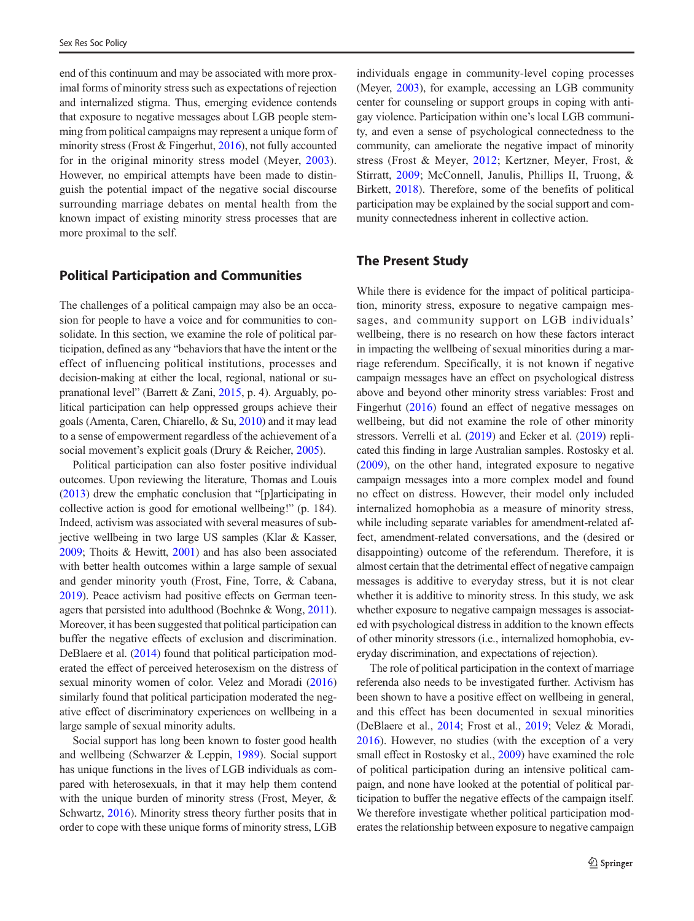end of this continuum and may be associated with more proximal forms of minority stress such as expectations of rejection and internalized stigma. Thus, emerging evidence contends that exposure to negative messages about LGB people stemming from political campaigns may represent a unique form of minority stress (Frost & Fingerhut, 2016), not fully accounted for in the original minority stress model (Meyer, 2003). However, no empirical attempts have been made to distinguish the potential impact of the negative social discourse surrounding marriage debates on mental health from the known impact of existing minority stress processes that are more proximal to the self.

## Political Participation and Communities

The challenges of a political campaign may also be an occasion for people to have a voice and for communities to consolidate. In this section, we examine the role of political participation, defined as any "behaviors that have the intent or the effect of influencing political institutions, processes and decision-making at either the local, regional, national or supranational level" (Barrett & Zani, 2015, p. 4). Arguably, political participation can help oppressed groups achieve their goals (Amenta, Caren, Chiarello, & Su, 2010) and it may lead to a sense of empowerment regardless of the achievement of a social movement's explicit goals (Drury & Reicher, 2005).

Political participation can also foster positive individual outcomes. Upon reviewing the literature, Thomas and Louis (2013) drew the emphatic conclusion that "[p]articipating in collective action is good for emotional wellbeing!" (p. 184). Indeed, activism was associated with several measures of subjective wellbeing in two large US samples (Klar & Kasser, 2009; Thoits & Hewitt, 2001) and has also been associated with better health outcomes within a large sample of sexual and gender minority youth (Frost, Fine, Torre, & Cabana, 2019). Peace activism had positive effects on German teenagers that persisted into adulthood (Boehnke & Wong, 2011). Moreover, it has been suggested that political participation can buffer the negative effects of exclusion and discrimination. DeBlaere et al. (2014) found that political participation moderated the effect of perceived heterosexism on the distress of sexual minority women of color. Velez and Moradi (2016) similarly found that political participation moderated the negative effect of discriminatory experiences on wellbeing in a large sample of sexual minority adults.

Social support has long been known to foster good health and wellbeing (Schwarzer & Leppin, 1989). Social support has unique functions in the lives of LGB individuals as compared with heterosexuals, in that it may help them contend with the unique burden of minority stress (Frost, Meyer, & Schwartz, 2016). Minority stress theory further posits that in order to cope with these unique forms of minority stress, LGB individuals engage in community-level coping processes (Meyer, 2003), for example, accessing an LGB community center for counseling or support groups in coping with anti-gay violence. Participation within one's local LGB community, and even a sense of psychological connectedness to the community, can ameliorate the negative impact of minority stress (Frost & Meyer, 2012; Kertzner, Meyer, Frost, & Stirratt, 2009; McConnell, Janulis, Phillips II, Truong, & Birkett, 2018). Therefore, some of the benefits of political participation may be explained by the social support and community connectedness inherent in collective action.

## The Present Study

While there is evidence for the impact of political participation, minority stress, exposure to negative campaign messages, and community support on LGB individuals' wellbeing, there is no research on how these factors interact in impacting the wellbeing of sexual minorities during a marriage referendum. Specifically, it is not known if negative campaign messages have an effect on psychological distress above and beyond other minority stress variables: Frost and Fingerhut (2016) found an effect of negative messages on wellbeing, but did not examine the role of other minority stressors. Verrelli et al. (2019) and Ecker et al. (2019) replicated this finding in large Australian samples. Rostosky et al. (2009), on the other hand, integrated exposure to negative campaign messages into a more complex model and found no effect on distress. However, their model only included internalized homophobia as a measure of minority stress, while including separate variables for amendment-related affect, amendment-related conversations, and the (desired or disappointing) outcome of the referendum. Therefore, it is almost certain that the detrimental effect of negative campaign messages is additive to everyday stress, but it is not clear whether it is additive to minority stress. In this study, we ask whether exposure to negative campaign messages is associated with psychological distress in addition to the known effects of other minority stressors (i.e., internalized homophobia, everyday discrimination, and expectations of rejection).

The role of political participation in the context of marriage referenda also needs to be investigated further. Activism has been shown to have a positive effect on wellbeing in general, and this effect has been documented in sexual minorities (DeBlaere et al., 2014; Frost et al., 2019; Velez & Moradi, 2016). However, no studies (with the exception of a very small effect in Rostosky et al., 2009) have examined the role of political participation during an intensive political campaign, and none have looked at the potential of political participation to buffer the negative effects of the campaign itself. We therefore investigate whether political participation moderates the relationship between exposure to negative campaign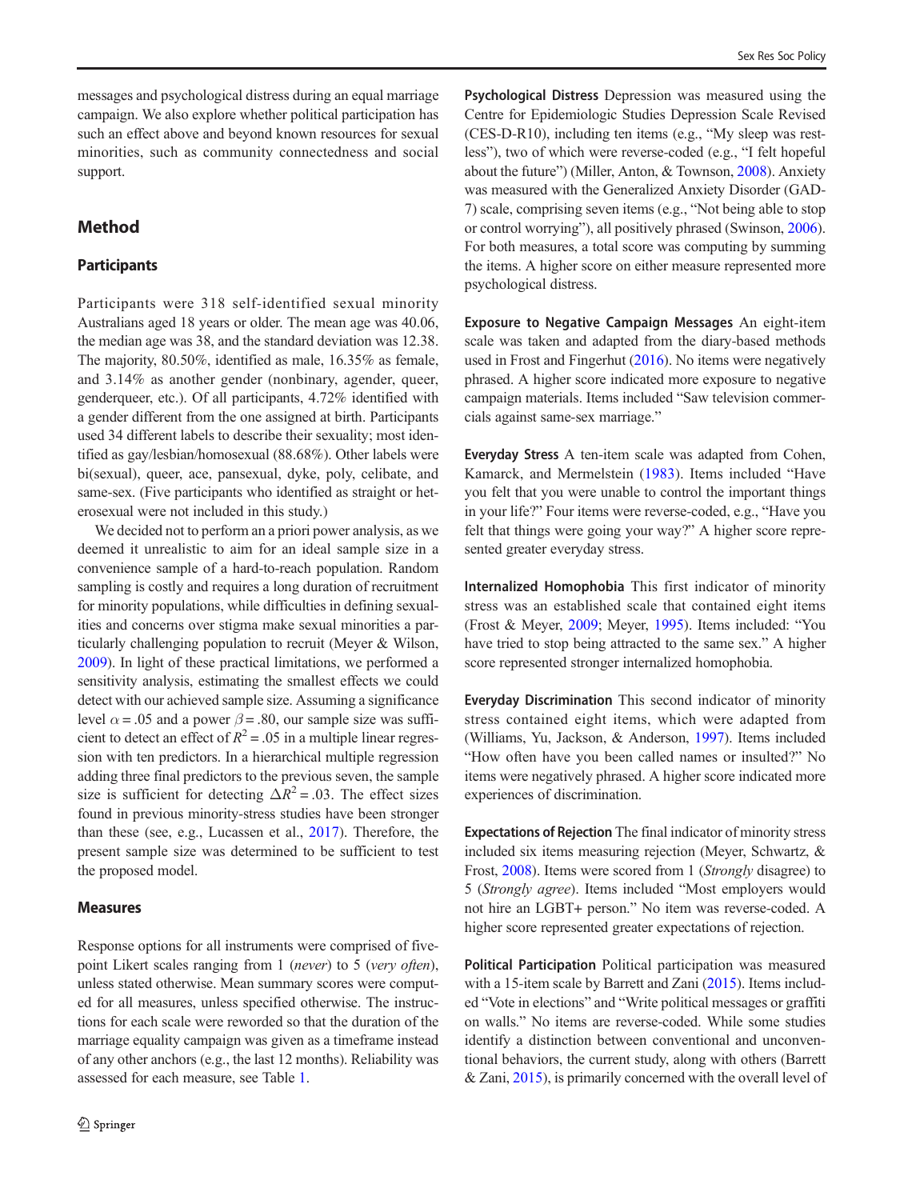messages and psychological distress during an equal marriage campaign. We also explore whether political participation has such an effect above and beyond known resources for sexual minorities, such as community connectedness and social support.

## Method

### Participants

Participants were 318 self-identified sexual minority Australians aged 18 years or older. The mean age was 40.06, the median age was 38, and the standard deviation was 12.38. The majority, 80.50%, identified as male, 16.35% as female, and 3.14% as another gender (nonbinary, agender, queer, genderqueer, etc.). Of all participants, 4.72% identified with a gender different from the one assigned at birth. Participants used 34 different labels to describe their sexuality; most identified as gay/lesbian/homosexual (88.68%). Other labels were bi(sexual), queer, ace, pansexual, dyke, poly, celibate, and same-sex. (Five participants who identified as straight or heterosexual were not included in this study.)

We decided not to perform an a priori power analysis, as we deemed it unrealistic to aim for an ideal sample size in a convenience sample of a hard-to-reach population. Random sampling is costly and requires a long duration of recruitment for minority populations, while difficulties in defining sexualities and concerns over stigma make sexual minorities a particularly challenging population to recruit (Meyer & Wilson, 2009). In light of these practical limitations, we performed a sensitivity analysis, estimating the smallest effects we could detect with our achieved sample size. Assuming a significance level $\alpha = .05$ and a power $\beta = .80$, our sample size was sufficient to detect an effect of $R^2 = .05$ in a multiple linear regression with ten predictors. In a hierarchical multiple regression adding three final predictors to the previous seven, the sample size is sufficient for detecting $\Delta R^2 = .03$. The effect sizes found in previous minority-stress studies have been stronger than these (see, e.g., Lucassen et al., 2017). Therefore, the present sample size was determined to be sufficient to test the proposed model.

### Measures

Response options for all instruments were comprised of five-point Likert scales ranging from 1 (*never*) to 5 (*very often*), unless stated otherwise. Mean summary scores were computed for all measures, unless specified otherwise. The instructions for each scale were reworded so that the duration of the marriage equality campaign was given as a timeframe instead of any other anchors (e.g., the last 12 months). Reliability was assessed for each measure, see Table 1.

**Psychological Distress** Depression was measured using the Centre for Epidemiologic Studies Depression Scale Revised (CES-D-R10), including ten items (e.g., "My sleep was restless"), two of which were reverse-coded (e.g., "I felt hopeful about the future") (Miller, Anton, & Townson, 2008). Anxiety was measured with the Generalized Anxiety Disorder (GAD-7) scale, comprising seven items (e.g., "Not being able to stop or control worrying"), all positively phrased (Swinson, 2006). For both measures, a total score was computing by summing the items. A higher score on either measure represented more psychological distress.

**Exposure to Negative Campaign Messages** An eight-item scale was taken and adapted from the diary-based methods used in Frost and Fingerhut (2016). No items were negatively phrased. A higher score indicated more exposure to negative campaign materials. Items included "Saw television commercials against same-sex marriage."

**Everyday Stress** A ten-item scale was adapted from Cohen, Kamarck, and Mermelstein (1983). Items included "Have you felt that you were unable to control the important things in your life?" Four items were reverse-coded, e.g., "Have you felt that things were going your way?" A higher score represented greater everyday stress.

**Internalized Homophobia** This first indicator of minority stress was an established scale that contained eight items (Frost & Meyer, 2009; Meyer, 1995). Items included: "You have tried to stop being attracted to the same sex." A higher score represented stronger internalized homophobia.

**Everyday Discrimination** This second indicator of minority stress contained eight items, which were adapted from (Williams, Yu, Jackson, & Anderson, 1997). Items included "How often have you been called names or insulted?" No items were negatively phrased. A higher score indicated more experiences of discrimination.

**Expectations of Rejection** The final indicator of minority stress included six items measuring rejection (Meyer, Schwartz, & Frost, 2008). Items were scored from 1 (*Strongly* disagree) to 5 (*Strongly agree*). Items included "Most employers would not hire an LGBT+ person." No item was reverse-coded. A higher score represented greater expectations of rejection.

**Political Participation** Political participation was measured with a 15-item scale by Barrett and Zani (2015). Items included "Vote in elections" and "Write political messages or graffiti on walls." No items are reverse-coded. While some studies identify a distinction between conventional and unconventional behaviors, the current study, along with others (Barrett & Zani, 2015), is primarily concerned with the overall level of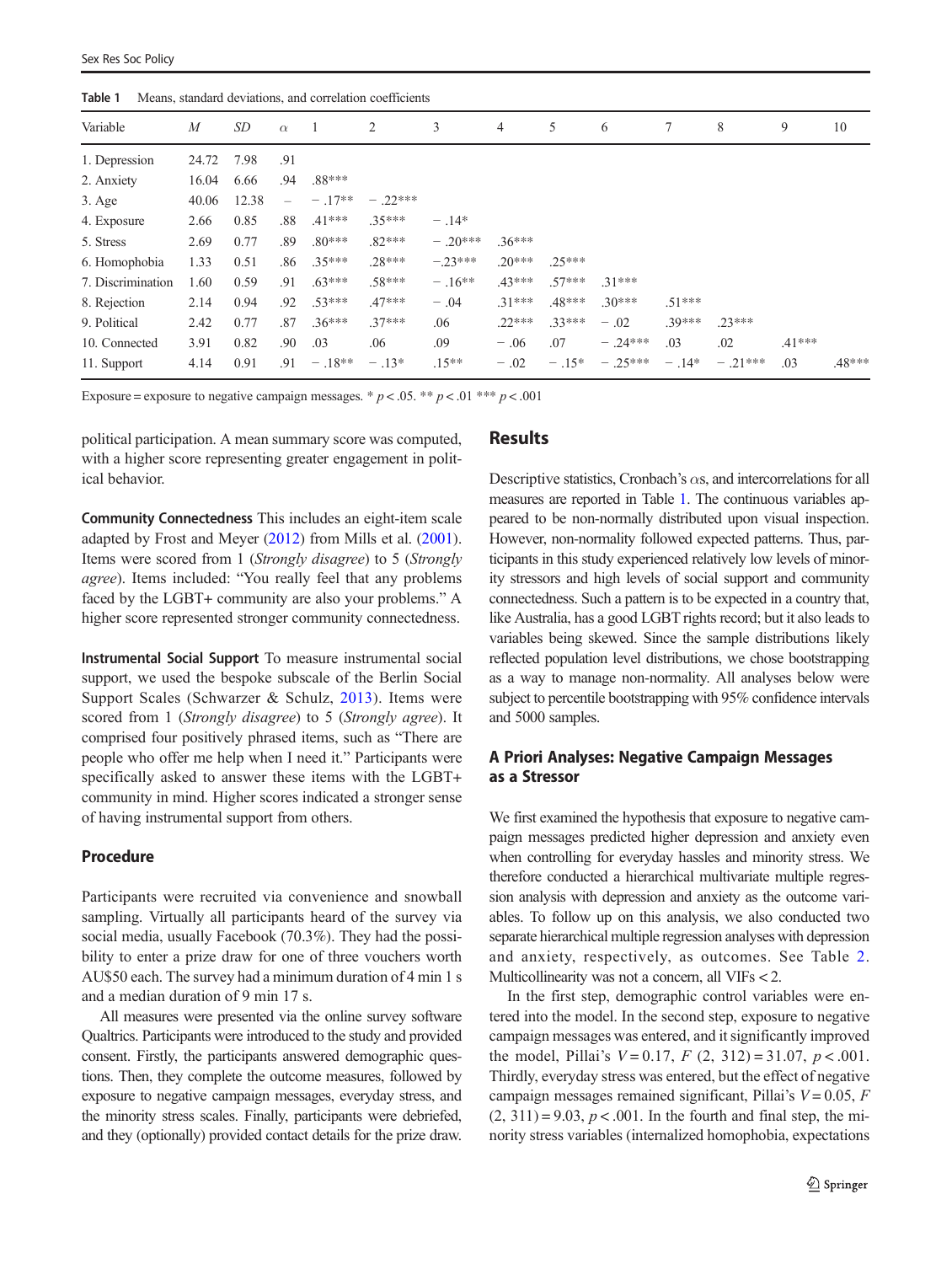Table 1 Means, standard deviations, and correlation coefficients

| Variable | *M* | *SD* | α | 1 | 2 | 3 | 4 | 5 | 6 | 7 | 8 | 9 | 10 |
|---|---|---|---|---|---|---|---|---|---|---|---|---|---|
| 1. Depression | 24.72 | 7.98 | .91 | | | | | | | | | | |
| 2. Anxiety | 16.04 | 6.66 | .94 | .88*** | | | | | | | | | |
| 3. Age | 40.06 | 12.38 | – | − .17** | − .22*** | | | | | | | | |
| 4. Exposure | 2.66 | 0.85 | .88 | .41*** | .35*** | − .14* | | | | | | | |
| 5. Stress | 2.69 | 0.77 | .89 | .80*** | .82*** | − .20*** | .36*** | | | | | | |
| 6. Homophobia | 1.33 | 0.51 | .86 | .35*** | .28*** | −.23*** | .20*** | .25*** | | | | | |
| 7. Discrimination | 1.60 | 0.59 | .91 | .63*** | .58*** | − .16** | .43*** | .57*** | .31*** | | | | |
| 8. Rejection | 2.14 | 0.94 | .92 | .53*** | .47*** | − .04 | .31*** | .48*** | .30*** | .51*** | | | |
| 9. Political | 2.42 | 0.77 | .87 | .36*** | .37*** | .06 | .22*** | .33*** | − .02 | .39*** | .23*** | | |
| 10. Connected | 3.91 | 0.82 | .90 | .03 | .06 | .09 | − .06 | .07 | − .24*** | .03 | .02 | .41*** | |
| 11. Support | 4.14 | 0.91 | .91 | − .18** | − .13* | .15** | − .02 | − .15* | − .25*** | − .14* | − .21*** | .03 | .48*** |

Exposure = exposure to negative campaign messages. * $p < .05$. ** $p < .01$ *** $p < .001$

political participation. A mean summary score was computed, with a higher score representing greater engagement in political behavior.

**Community Connectedness** This includes an eight-item scale adapted by Frost and Meyer (2012) from Mills et al. (2001). Items were scored from 1 (*Strongly disagree*) to 5 (*Strongly agree*). Items included: "You really feel that any problems faced by the LGBT+ community are also your problems." A higher score represented stronger community connectedness.

**Instrumental Social Support** To measure instrumental social support, we used the bespoke subscale of the Berlin Social Support Scales (Schwarzer & Schulz, 2013). Items were scored from 1 (*Strongly disagree*) to 5 (*Strongly agree*). It comprised four positively phrased items, such as "There are people who offer me help when I need it." Participants were specifically asked to answer these items with the LGBT+ community in mind. Higher scores indicated a stronger sense of having instrumental support from others.

## Procedure

Participants were recruited via convenience and snowball sampling. Virtually all participants heard of the survey via social media, usually Facebook (70.3%). They had the possibility to enter a prize draw for one of three vouchers worth AU$50 each. The survey had a minimum duration of 4 min 1 s and a median duration of 9 min 17 s.

All measures were presented via the online survey software Qualtrics. Participants were introduced to the study and provided consent. Firstly, the participants answered demographic questions. Then, they complete the outcome measures, followed by exposure to negative campaign messages, everyday stress, and the minority stress scales. Finally, participants were debriefed, and they (optionally) provided contact details for the prize draw.

## Results

Descriptive statistics, Cronbach's αs, and intercorrelations for all measures are reported in Table 1. The continuous variables appeared to be non-normally distributed upon visual inspection. However, non-normality followed expected patterns. Thus, participants in this study experienced relatively low levels of minority stressors and high levels of social support and community connectedness. Such a pattern is to be expected in a country that, like Australia, has a good LGBT rights record; but it also leads to variables being skewed. Since the sample distributions likely reflected population level distributions, we chose bootstrapping as a way to manage non-normality. All analyses below were subject to percentile bootstrapping with 95% confidence intervals and 5000 samples.

### A Priori Analyses: Negative Campaign Messages as a Stressor

We first examined the hypothesis that exposure to negative campaign messages predicted higher depression and anxiety even when controlling for everyday hassles and minority stress. We therefore conducted a hierarchical multivariate multiple regression analysis with depression and anxiety as the outcome variables. To follow up on this analysis, we also conducted two separate hierarchical multiple regression analyses with depression and anxiety, respectively, as outcomes. See Table 2. Multicollinearity was not a concern, all VIFs < 2.

In the first step, demographic control variables were entered into the model. In the second step, exposure to negative campaign messages was entered, and it significantly improved the model, Pillai's $V = 0.17$, $F\ (2,\ 312) = 31.07$, $p < .001$. Thirdly, everyday stress was entered, but the effect of negative campaign messages remained significant, Pillai's $V = 0.05$, $F\ (2,\ 311) = 9.03$, $p < .001$. In the fourth and final step, the minority stress variables (internalized homophobia, expectations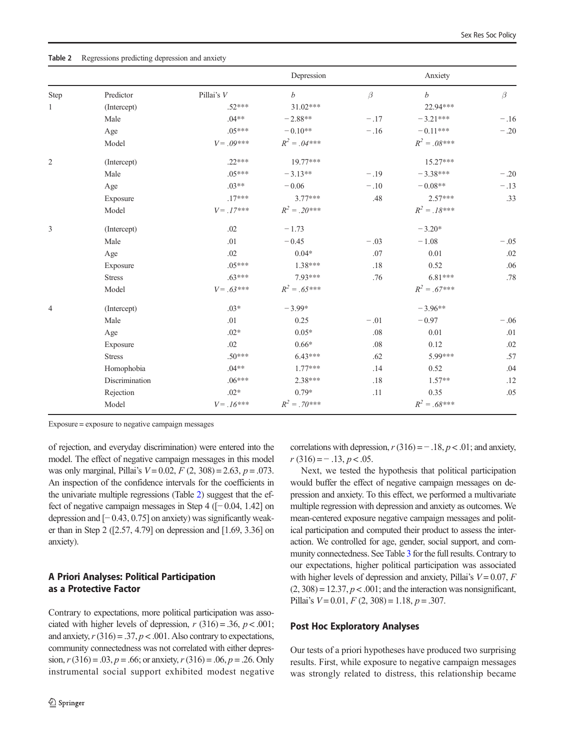**Table 2** Regressions predicting depression and anxiety

| | | | Depression | | Anxiety | |
|---|---|---|---|---|---|---|
| Step | Predictor | Pillai's *V* | *b* | *β* | *b* | *β* |
| 1 | (Intercept) | .52*** | 31.02*** | | 22.94*** | |
| | Male | .04** | −2.88** | −.17 | −3.21*** | −.16 |
| | Age | .05*** | −0.10** | −.16 | −0.11*** | −.20 |
| | Model | *V* = .09*** | $R^2$ = .04*** | | $R^2$ = .08*** | |
| 2 | (Intercept) | .22*** | 19.77*** | | 15.27*** | |
| | Male | .05*** | −3.13** | −.19 | −3.38*** | −.20 |
| | Age | .03** | −0.06 | −.10 | −0.08** | −.13 |
| | Exposure | .17*** | 3.77*** | .48 | 2.57*** | .33 |
| | Model | *V* = .17*** | $R^2$ = .20*** | | $R^2$ = .18*** | |
| 3 | (Intercept) | .02 | −1.73 | | −3.20* | |
| | Male | .01 | −0.45 | −.03 | −1.08 | −.05 |
| | Age | .02 | 0.04* | .07 | 0.01 | .02 |
| | Exposure | .05*** | 1.38*** | .18 | 0.52 | .06 |
| | Stress | .63*** | 7.93*** | .76 | 6.81*** | .78 |
| | Model | *V* = .63*** | $R^2$ = .65*** | | $R^2$ = .67*** | |
| 4 | (Intercept) | .03* | −3.99* | | −3.96** | |
| | Male | .01 | 0.25 | −.01 | −0.97 | −.06 |
| | Age | .02* | 0.05* | .08 | 0.01 | .01 |
| | Exposure | .02 | 0.66* | .08 | 0.12 | .02 |
| | Stress | .50*** | 6.43*** | .62 | 5.99*** | .57 |
| | Homophobia | .04** | 1.77*** | .14 | 0.52 | .04 |
| | Discrimination | .06*** | 2.38*** | .18 | 1.57** | .12 |
| | Rejection | .02* | 0.79* | .11 | 0.35 | .05 |
| | Model | *V* = .16*** | $R^2$ = .70*** | | $R^2$ = .68*** | |

Exposure = exposure to negative campaign messages

of rejection, and everyday discrimination) were entered into the model. The effect of negative campaign messages in this model was only marginal, Pillai's $V = 0.02$, $F$ (2, 308) = 2.63, $p = .073$. An inspection of the confidence intervals for the coefficients in the univariate multiple regressions (Table 2) suggest that the effect of negative campaign messages in Step 4 ([−0.04, 1.42] on depression and [−0.43, 0.75] on anxiety) was significantly weaker than in Step 2 ([2.57, 4.79] on depression and [1.69, 3.36] on anxiety).

## A Priori Analyses: Political Participation as a Protective Factor

Contrary to expectations, more political participation was associated with higher levels of depression, $r$ (316) = .36, $p < .001$; and anxiety, $r$ (316) = .37, $p < .001$. Also contrary to expectations, community connectedness was not correlated with either depression, $r$ (316) = .03, $p = .66$; or anxiety, $r$ (316) = .06, $p = .26$. Only instrumental social support exhibited modest negative correlations with depression, $r$ (316) = − .18, $p < .01$; and anxiety, $r$ (316) = − .13, $p < .05$.

Next, we tested the hypothesis that political participation would buffer the effect of negative campaign messages on depression and anxiety. To this effect, we performed a multivariate multiple regression with depression and anxiety as outcomes. We mean-centered exposure negative campaign messages and political participation and computed their product to assess the interaction. We controlled for age, gender, social support, and community connectedness. See Table 3 for the full results. Contrary to our expectations, higher political participation was associated with higher levels of depression and anxiety, Pillai's $V = 0.07$, $F$ (2, 308) = 12.37, $p < .001$; and the interaction was nonsignificant, Pillai's $V = 0.01$, $F$ (2, 308) = 1.18, $p = .307$.

## Post Hoc Exploratory Analyses

Our tests of a priori hypotheses have produced two surprising results. First, while exposure to negative campaign messages was strongly related to distress, this relationship became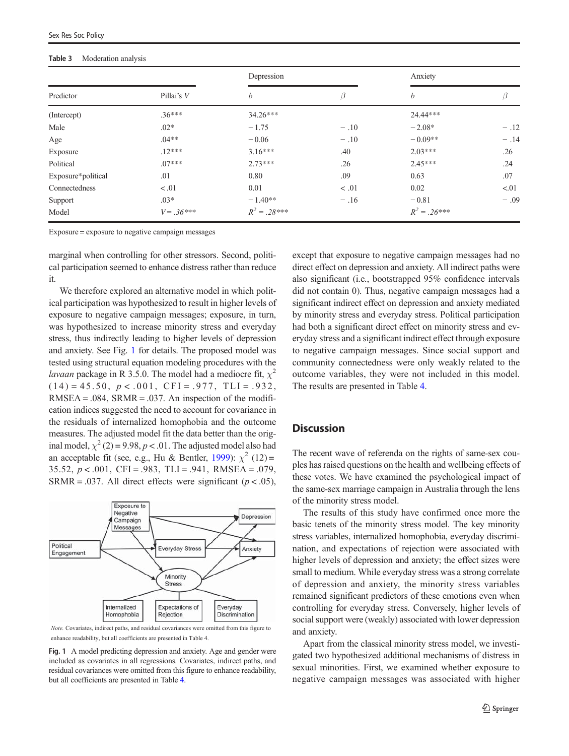**Table 3** Moderation analysis

| Predictor | Pillai's *V* | Depression | | Anxiety | |
|---|---|---|---|---|---|
| | | *b* | *β* | *b* | *β* |
| (Intercept) | .36*** | 34.26*** | | 24.44*** | |
| Male | .02* | − 1.75 | − .10 | − 2.08* | − .12 |
| Age | .04** | − 0.06 | − .10 | − 0.09** | − .14 |
| Exposure | .12*** | 3.16*** | .40 | 2.03*** | .26 |
| Political | .07*** | 2.73*** | .26 | 2.45*** | .24 |
| Exposure*political | .01 | 0.80 | .09 | 0.63 | .07 |
| Connectedness | < .01 | 0.01 | < .01 | 0.02 | <.01 |
| Support | .03* | − 1.40** | − .16 | − 0.81 | − .09 |
| Model | *V* = .36*** | $R^2$ = .28*** | | $R^2$ = .26*** | |

Exposure = exposure to negative campaign messages

marginal when controlling for other stressors. Second, political participation seemed to enhance distress rather than reduce it.

We therefore explored an alternative model in which political participation was hypothesized to result in higher levels of exposure to negative campaign messages; exposure, in turn, was hypothesized to increase minority stress and everyday stress, thus indirectly leading to higher levels of depression and anxiety. See Fig. 1 for details. The proposed model was tested using structural equation modeling procedures with the *lavaan* package in R 3.5.0. The model had a mediocre fit, $\chi^2$ (14) = 45.50, $p < .001$, CFI = .977, TLI = .932, RMSEA = .084, SRMR = .037. An inspection of the modification indices suggested the need to account for covariance in the residuals of internalized homophobia and the outcome measures. The adjusted model fit the data better than the original model, $\chi^2$ (2) = 9.98, $p < .01$. The adjusted model also had an acceptable fit (see, e.g., Hu & Bentler, 1999): $\chi^2$ (12) = 35.52, $p < .001$, CFI = .983, TLI = .941, RMSEA = .079, SRMR = .037. All direct effects were significant ($p < .05$), except that exposure to negative campaign messages had no direct effect on depression and anxiety. All indirect paths were also significant (i.e., bootstrapped 95% confidence intervals did not contain 0). Thus, negative campaign messages had a significant indirect effect on depression and anxiety mediated by minority stress and everyday stress. Political participation had both a significant direct effect on minority stress and everyday stress and a significant indirect effect through exposure to negative campaign messages. Since social support and community connectedness were only weakly related to the outcome variables, they were not included in this model. The results are presented in Table 4.

*Note.* Covariates, indirect paths, and residual covariances were omitted from this figure to enhance readability, but all coefficients are presented in Table 4.

**Fig. 1** A model predicting depression and anxiety. Age and gender were included as covariates in all regressions. Covariates, indirect paths, and residual covariances were omitted from this figure to enhance readability, but all coefficients are presented in Table 4.

## Discussion

The recent wave of referenda on the rights of same-sex couples has raised questions on the health and wellbeing effects of these votes. We have examined the psychological impact of the same-sex marriage campaign in Australia through the lens of the minority stress model.

The results of this study have confirmed once more the basic tenets of the minority stress model. The key minority stress variables, internalized homophobia, everyday discrimination, and expectations of rejection were associated with higher levels of depression and anxiety; the effect sizes were small to medium. While everyday stress was a strong correlate of depression and anxiety, the minority stress variables remained significant predictors of these emotions even when controlling for everyday stress. Conversely, higher levels of social support were (weakly) associated with lower depression and anxiety.

Apart from the classical minority stress model, we investigated two hypothesized additional mechanisms of distress in sexual minorities. First, we examined whether exposure to negative campaign messages was associated with higher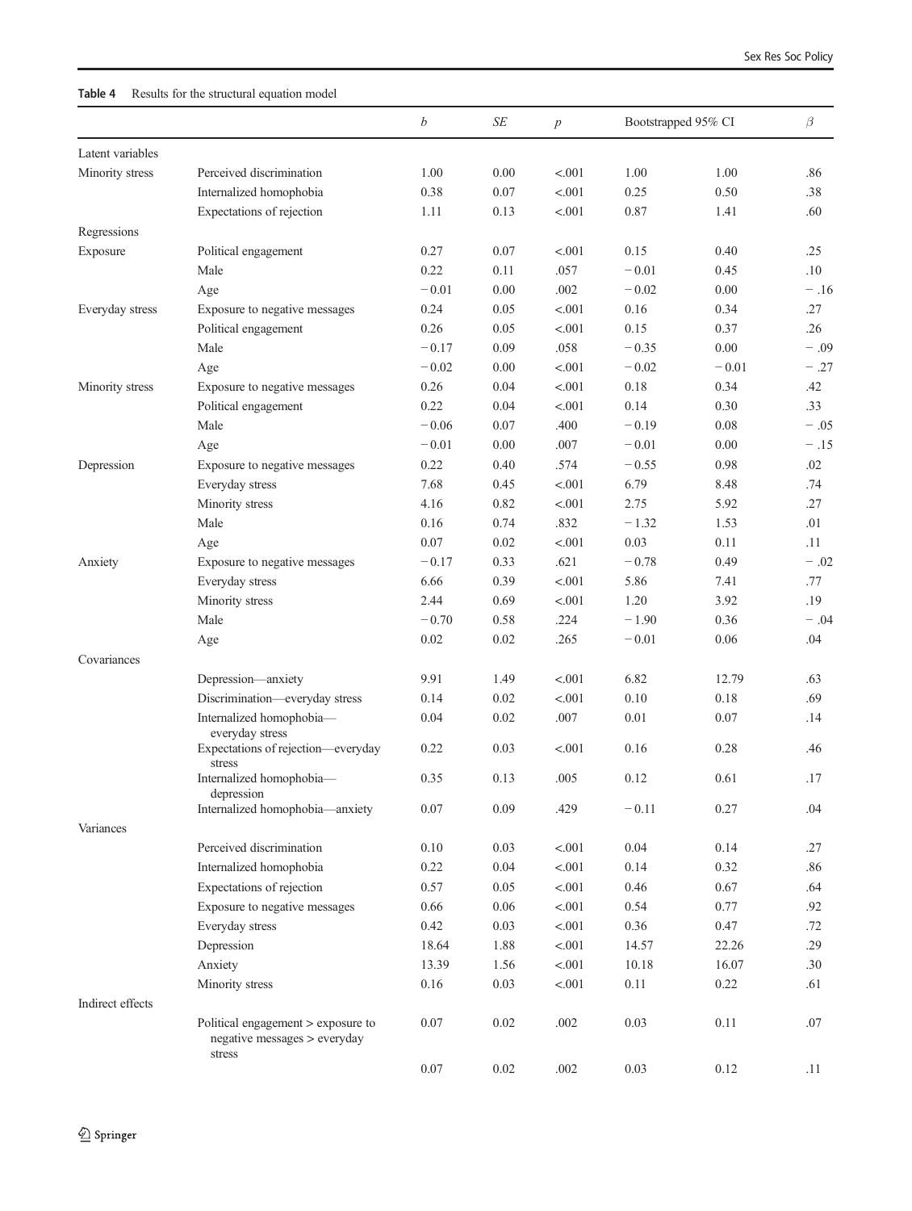**Table 4** Results for the structural equation model

| | | $b$ | $SE$ | $p$ | Bootstrapped 95% CI | | $\beta$ |
|---|---|---|---|---|---|---|---|
| Latent variables | | | | | | | |
| Minority stress | Perceived discrimination | 1.00 | 0.00 | <.001 | 1.00 | 1.00 | .86 |
| | Internalized homophobia | 0.38 | 0.07 | <.001 | 0.25 | 0.50 | .38 |
| | Expectations of rejection | 1.11 | 0.13 | <.001 | 0.87 | 1.41 | .60 |
| Regressions | | | | | | | |
| Exposure | Political engagement | 0.27 | 0.07 | <.001 | 0.15 | 0.40 | .25 |
| | Male | 0.22 | 0.11 | .057 | −0.01 | 0.45 | .10 |
| | Age | −0.01 | 0.00 | .002 | −0.02 | 0.00 | −.16 |
| Everyday stress | Exposure to negative messages | 0.24 | 0.05 | <.001 | 0.16 | 0.34 | .27 |
| | Political engagement | 0.26 | 0.05 | <.001 | 0.15 | 0.37 | .26 |
| | Male | −0.17 | 0.09 | .058 | −0.35 | 0.00 | −.09 |
| | Age | −0.02 | 0.00 | <.001 | −0.02 | −0.01 | −.27 |
| Minority stress | Exposure to negative messages | 0.26 | 0.04 | <.001 | 0.18 | 0.34 | .42 |
| | Political engagement | 0.22 | 0.04 | <.001 | 0.14 | 0.30 | .33 |
| | Male | −0.06 | 0.07 | .400 | −0.19 | 0.08 | −.05 |
| | Age | −0.01 | 0.00 | .007 | −0.01 | 0.00 | −.15 |
| Depression | Exposure to negative messages | 0.22 | 0.40 | .574 | −0.55 | 0.98 | .02 |
| | Everyday stress | 7.68 | 0.45 | <.001 | 6.79 | 8.48 | .74 |
| | Minority stress | 4.16 | 0.82 | <.001 | 2.75 | 5.92 | .27 |
| | Male | 0.16 | 0.74 | .832 | −1.32 | 1.53 | .01 |
| | Age | 0.07 | 0.02 | <.001 | 0.03 | 0.11 | .11 |
| Anxiety | Exposure to negative messages | −0.17 | 0.33 | .621 | −0.78 | 0.49 | −.02 |
| | Everyday stress | 6.66 | 0.39 | <.001 | 5.86 | 7.41 | .77 |
| | Minority stress | 2.44 | 0.69 | <.001 | 1.20 | 3.92 | .19 |
| | Male | −0.70 | 0.58 | .224 | −1.90 | 0.36 | −.04 |
| | Age | 0.02 | 0.02 | .265 | −0.01 | 0.06 | .04 |
| Covariances | | | | | | | |
| | Depression—anxiety | 9.91 | 1.49 | <.001 | 6.82 | 12.79 | .63 |
| | Discrimination—everyday stress | 0.14 | 0.02 | <.001 | 0.10 | 0.18 | .69 |
| | Internalized homophobia—everyday stress | 0.04 | 0.02 | .007 | 0.01 | 0.07 | .14 |
| | Expectations of rejection—everyday stress | 0.22 | 0.03 | <.001 | 0.16 | 0.28 | .46 |
| | Internalized homophobia—depression | 0.35 | 0.13 | .005 | 0.12 | 0.61 | .17 |
| | Internalized homophobia—anxiety | 0.07 | 0.09 | .429 | −0.11 | 0.27 | .04 |
| Variances | | | | | | | |
| | Perceived discrimination | 0.10 | 0.03 | <.001 | 0.04 | 0.14 | .27 |
| | Internalized homophobia | 0.22 | 0.04 | <.001 | 0.14 | 0.32 | .86 |
| | Expectations of rejection | 0.57 | 0.05 | <.001 | 0.46 | 0.67 | .64 |
| | Exposure to negative messages | 0.66 | 0.06 | <.001 | 0.54 | 0.77 | .92 |
| | Everyday stress | 0.42 | 0.03 | <.001 | 0.36 | 0.47 | .72 |
| | Depression | 18.64 | 1.88 | <.001 | 14.57 | 22.26 | .29 |
| | Anxiety | 13.39 | 1.56 | <.001 | 10.18 | 16.07 | .30 |
| | Minority stress | 0.16 | 0.03 | <.001 | 0.11 | 0.22 | .61 |
| Indirect effects | | | | | | | |
| | Political engagement > exposure to negative messages > everyday stress | 0.07 | 0.02 | .002 | 0.03 | 0.11 | .07 |
| | | 0.07 | 0.02 | .002 | 0.03 | 0.12 | .11 |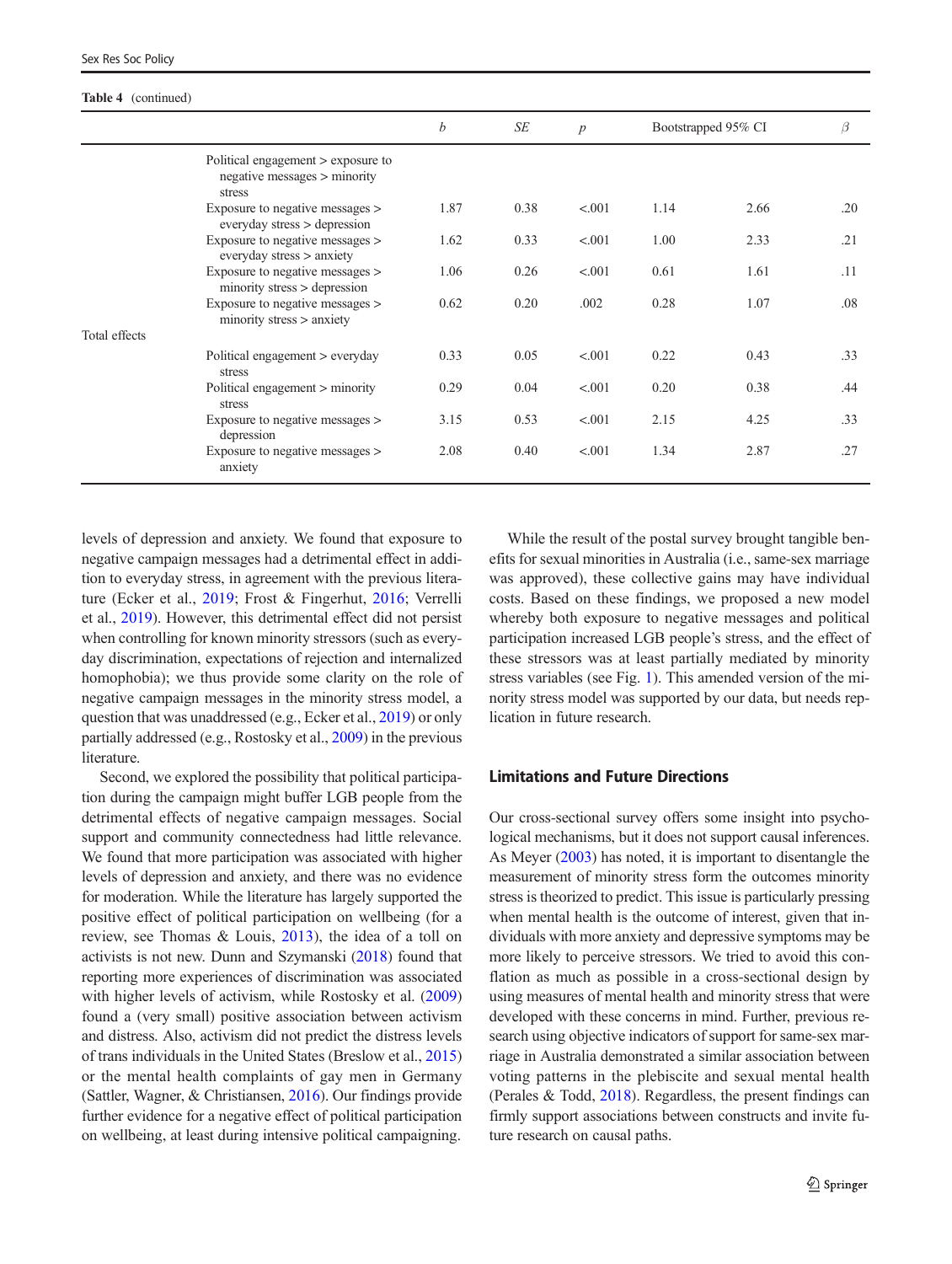**Table 4** (continued)

| | | $b$ | $SE$ | $p$ | Bootstrapped 95% CI | | $\beta$ |
|---|---|---|---|---|---|---|---|
| | Political engagement > exposure to negative messages > minority stress | | | | | | |
| | Exposure to negative messages > everyday stress > depression | 1.87 | 0.38 | <.001 | 1.14 | 2.66 | .20 |
| | Exposure to negative messages > everyday stress > anxiety | 1.62 | 0.33 | <.001 | 1.00 | 2.33 | .21 |
| | Exposure to negative messages > minority stress > depression | 1.06 | 0.26 | <.001 | 0.61 | 1.61 | .11 |
| | Exposure to negative messages > minority stress > anxiety | 0.62 | 0.20 | .002 | 0.28 | 1.07 | .08 |
| Total effects | | | | | | | |
| | Political engagement > everyday stress | 0.33 | 0.05 | <.001 | 0.22 | 0.43 | .33 |
| | Political engagement > minority stress | 0.29 | 0.04 | <.001 | 0.20 | 0.38 | .44 |
| | Exposure to negative messages > depression | 3.15 | 0.53 | <.001 | 2.15 | 4.25 | .33 |
| | Exposure to negative messages > anxiety | 2.08 | 0.40 | <.001 | 1.34 | 2.87 | .27 |

levels of depression and anxiety. We found that exposure to negative campaign messages had a detrimental effect in addition to everyday stress, in agreement with the previous literature (Ecker et al., 2019; Frost & Fingerhut, 2016; Verrelli et al., 2019). However, this detrimental effect did not persist when controlling for known minority stressors (such as everyday discrimination, expectations of rejection and internalized homophobia); we thus provide some clarity on the role of negative campaign messages in the minority stress model, a question that was unaddressed (e.g., Ecker et al., 2019) or only partially addressed (e.g., Rostosky et al., 2009) in the previous literature.

Second, we explored the possibility that political participation during the campaign might buffer LGB people from the detrimental effects of negative campaign messages. Social support and community connectedness had little relevance. We found that more participation was associated with higher levels of depression and anxiety, and there was no evidence for moderation. While the literature has largely supported the positive effect of political participation on wellbeing (for a review, see Thomas & Louis, 2013), the idea of a toll on activists is not new. Dunn and Szymanski (2018) found that reporting more experiences of discrimination was associated with higher levels of activism, while Rostosky et al. (2009) found a (very small) positive association between activism and distress. Also, activism did not predict the distress levels of trans individuals in the United States (Breslow et al., 2015) or the mental health complaints of gay men in Germany (Sattler, Wagner, & Christiansen, 2016). Our findings provide further evidence for a negative effect of political participation on wellbeing, at least during intensive political campaigning.

While the result of the postal survey brought tangible benefits for sexual minorities in Australia (i.e., same-sex marriage was approved), these collective gains may have individual costs. Based on these findings, we proposed a new model whereby both exposure to negative messages and political participation increased LGB people's stress, and the effect of these stressors was at least partially mediated by minority stress variables (see Fig. 1). This amended version of the minority stress model was supported by our data, but needs replication in future research.

## Limitations and Future Directions

Our cross-sectional survey offers some insight into psychological mechanisms, but it does not support causal inferences. As Meyer (2003) has noted, it is important to disentangle the measurement of minority stress form the outcomes minority stress is theorized to predict. This issue is particularly pressing when mental health is the outcome of interest, given that individuals with more anxiety and depressive symptoms may be more likely to perceive stressors. We tried to avoid this conflation as much as possible in a cross-sectional design by using measures of mental health and minority stress that were developed with these concerns in mind. Further, previous research using objective indicators of support for same-sex marriage in Australia demonstrated a similar association between voting patterns in the plebiscite and sexual mental health (Perales & Todd, 2018). Regardless, the present findings can firmly support associations between constructs and invite future research on causal paths.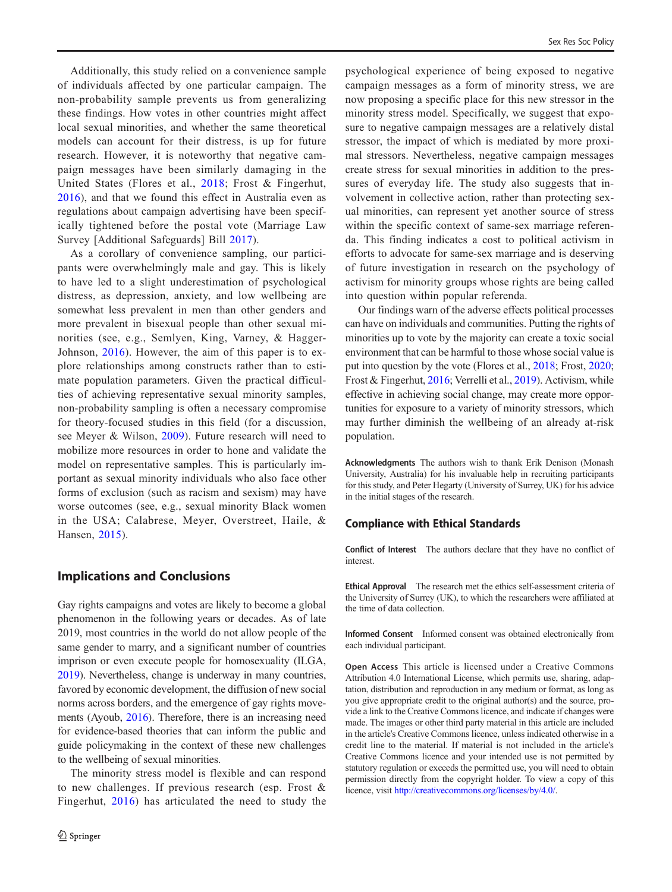Additionally, this study relied on a convenience sample of individuals affected by one particular campaign. The non-probability sample prevents us from generalizing these findings. How votes in other countries might affect local sexual minorities, and whether the same theoretical models can account for their distress, is up for future research. However, it is noteworthy that negative campaign messages have been similarly damaging in the United States (Flores et al., 2018; Frost & Fingerhut, 2016), and that we found this effect in Australia even as regulations about campaign advertising have been specifically tightened before the postal vote (Marriage Law Survey [Additional Safeguards] Bill 2017).

As a corollary of convenience sampling, our participants were overwhelmingly male and gay. This is likely to have led to a slight underestimation of psychological distress, as depression, anxiety, and low wellbeing are somewhat less prevalent in men than other genders and more prevalent in bisexual people than other sexual minorities (see, e.g., Semlyen, King, Varney, & Hagger-Johnson, 2016). However, the aim of this paper is to explore relationships among constructs rather than to estimate population parameters. Given the practical difficulties of achieving representative sexual minority samples, non-probability sampling is often a necessary compromise for theory-focused studies in this field (for a discussion, see Meyer & Wilson, 2009). Future research will need to mobilize more resources in order to hone and validate the model on representative samples. This is particularly important as sexual minority individuals who also face other forms of exclusion (such as racism and sexism) may have worse outcomes (see, e.g., sexual minority Black women in the USA; Calabrese, Meyer, Overstreet, Haile, & Hansen, 2015).

## Implications and Conclusions

Gay rights campaigns and votes are likely to become a global phenomenon in the following years or decades. As of late 2019, most countries in the world do not allow people of the same gender to marry, and a significant number of countries imprison or even execute people for homosexuality (ILGA, 2019). Nevertheless, change is underway in many countries, favored by economic development, the diffusion of new social norms across borders, and the emergence of gay rights movements (Ayoub, 2016). Therefore, there is an increasing need for evidence-based theories that can inform the public and guide policymaking in the context of these new challenges to the wellbeing of sexual minorities.

The minority stress model is flexible and can respond to new challenges. If previous research (esp. Frost & Fingerhut, 2016) has articulated the need to study the psychological experience of being exposed to negative campaign messages as a form of minority stress, we are now proposing a specific place for this new stressor in the minority stress model. Specifically, we suggest that exposure to negative campaign messages are a relatively distal stressor, the impact of which is mediated by more proximal stressors. Nevertheless, negative campaign messages create stress for sexual minorities in addition to the pressures of everyday life. The study also suggests that involvement in collective action, rather than protecting sexual minorities, can represent yet another source of stress within the specific context of same-sex marriage referenda. This finding indicates a cost to political activism in efforts to advocate for same-sex marriage and is deserving of future investigation in research on the psychology of activism for minority groups whose rights are being called into question within popular referenda.

Our findings warn of the adverse effects political processes can have on individuals and communities. Putting the rights of minorities up to vote by the majority can create a toxic social environment that can be harmful to those whose social value is put into question by the vote (Flores et al., 2018; Frost, 2020; Frost & Fingerhut, 2016; Verrelli et al., 2019). Activism, while effective in achieving social change, may create more opportunities for exposure to a variety of minority stressors, which may further diminish the wellbeing of an already at-risk population.

**Acknowledgments** The authors wish to thank Erik Denison (Monash University, Australia) for his invaluable help in recruiting participants for this study, and Peter Hegarty (University of Surrey, UK) for his advice in the initial stages of the research.

## Compliance with Ethical Standards

**Conflict of Interest** The authors declare that they have no conflict of interest.

**Ethical Approval** The research met the ethics self-assessment criteria of the University of Surrey (UK), to which the researchers were affiliated at the time of data collection.

**Informed Consent** Informed consent was obtained electronically from each individual participant.

**Open Access** This article is licensed under a Creative Commons Attribution 4.0 International License, which permits use, sharing, adaptation, distribution and reproduction in any medium or format, as long as you give appropriate credit to the original author(s) and the source, provide a link to the Creative Commons licence, and indicate if changes were made. The images or other third party material in this article are included in the article's Creative Commons licence, unless indicated otherwise in a credit line to the material. If material is not included in the article's Creative Commons licence and your intended use is not permitted by statutory regulation or exceeds the permitted use, you will need to obtain permission directly from the copyright holder. To view a copy of this licence, visit http://creativecommons.org/licenses/by/4.0/.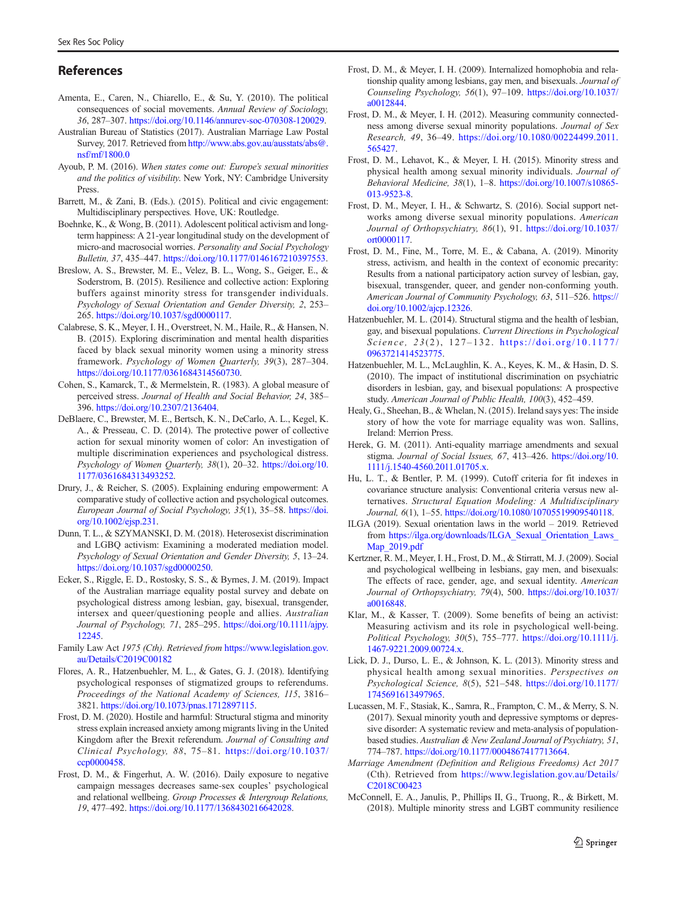## References

Amenta, E., Caren, N., Chiarello, E., & Su, Y. (2010). The political consequences of social movements. *Annual Review of Sociology, 36*, 287–307. https://doi.org/10.1146/annurev-soc-070308-120029.

Australian Bureau of Statistics (2017). Australian Marriage Law Postal Survey, 2017. Retrieved from http://www.abs.gov.au/ausstats/abs@.nsf/mf/1800.0

Ayoub, P. M. (2016). *When states come out: Europe's sexual minorities and the politics of visibility*. New York, NY: Cambridge University Press.

Barrett, M., & Zani, B. (Eds.). (2015). Political and civic engagement: Multidisciplinary perspectives*.* Hove, UK: Routledge.

Boehnke, K., & Wong, B. (2011). Adolescent political activism and long-term happiness: A 21-year longitudinal study on the development of micro-and macrosocial worries. *Personality and Social Psychology Bulletin, 37*, 435–447. https://doi.org/10.1177/0146167210397553.

Breslow, A. S., Brewster, M. E., Velez, B. L., Wong, S., Geiger, E., & Soderstrom, B. (2015). Resilience and collective action: Exploring buffers against minority stress for transgender individuals. *Psychology of Sexual Orientation and Gender Diversity, 2*, 253–265. https://doi.org/10.1037/sgd0000117.

Calabrese, S. K., Meyer, I. H., Overstreet, N. M., Haile, R., & Hansen, N. B. (2015). Exploring discrimination and mental health disparities faced by black sexual minority women using a minority stress framework. *Psychology of Women Quarterly, 39*(3), 287–304. https://doi.org/10.1177/0361684314560730.

Cohen, S., Kamarck, T., & Mermelstein, R. (1983). A global measure of perceived stress. *Journal of Health and Social Behavior, 24*, 385–396. https://doi.org/10.2307/2136404.

DeBlaere, C., Brewster, M. E., Bertsch, K. N., DeCarlo, A. L., Kegel, K. A., & Presseau, C. D. (2014). The protective power of collective action for sexual minority women of color: An investigation of multiple discrimination experiences and psychological distress. *Psychology of Women Quarterly, 38*(1), 20–32. https://doi.org/10.1177/0361684313493252.

Drury, J., & Reicher, S. (2005). Explaining enduring empowerment: A comparative study of collective action and psychological outcomes. *European Journal of Social Psychology, 35*(1), 35–58. https://doi.org/10.1002/ejsp.231.

Dunn, T. L., & SZYMANSKI, D. M. (2018). Heterosexist discrimination and LGBQ activism: Examining a moderated mediation model. *Psychology of Sexual Orientation and Gender Diversity, 5*, 13–24. https://doi.org/10.1037/sgd0000250.

Ecker, S., Riggle, E. D., Rostosky, S. S., & Byrnes, J. M. (2019). Impact of the Australian marriage equality postal survey and debate on psychological distress among lesbian, gay, bisexual, transgender, intersex and queer/questioning people and allies. *Australian Journal of Psychology, 71*, 285–295. https://doi.org/10.1111/ajpy.12245.

Family Law Act *1975 (Cth). Retrieved from* https://www.legislation.gov.au/Details/C2019C00182

Flores, A. R., Hatzenbuehler, M. L., & Gates, G. J. (2018). Identifying psychological responses of stigmatized groups to referendums. *Proceedings of the National Academy of Sciences, 115*, 3816–3821. https://doi.org/10.1073/pnas.1712897115.

Frost, D. M. (2020). Hostile and harmful: Structural stigma and minority stress explain increased anxiety among migrants living in the United Kingdom after the Brexit referendum. *Journal of Consulting and Clinical Psychology, 88*, 75–81. https://doi.org/10.1037/ccp0000458.

Frost, D. M., & Fingerhut, A. W. (2016). Daily exposure to negative campaign messages decreases same-sex couples' psychological and relational wellbeing. *Group Processes & Intergroup Relations, 19*, 477–492. https://doi.org/10.1177/1368430216642028.

Frost, D. M., & Meyer, I. H. (2009). Internalized homophobia and relationship quality among lesbians, gay men, and bisexuals. *Journal of Counseling Psychology, 56*(1), 97–109. https://doi.org/10.1037/a0012844.

Frost, D. M., & Meyer, I. H. (2012). Measuring community connectedness among diverse sexual minority populations. *Journal of Sex Research, 49*, 36–49. https://doi.org/10.1080/00224499.2011.565427.

Frost, D. M., Lehavot, K., & Meyer, I. H. (2015). Minority stress and physical health among sexual minority individuals. *Journal of Behavioral Medicine, 38*(1), 1–8. https://doi.org/10.1007/s10865-013-9523-8.

Frost, D. M., Meyer, I. H., & Schwartz, S. (2016). Social support networks among diverse sexual minority populations. *American Journal of Orthopsychiatry, 86*(1), 91. https://doi.org/10.1037/ort0000117.

Frost, D. M., Fine, M., Torre, M. E., & Cabana, A. (2019). Minority stress, activism, and health in the context of economic precarity: Results from a national participatory action survey of lesbian, gay, bisexual, transgender, queer, and gender non-conforming youth. *American Journal of Community Psychology, 63*, 511–526. https://doi.org/10.1002/ajcp.12326.

Hatzenbuehler, M. L. (2014). Structural stigma and the health of lesbian, gay, and bisexual populations. *Current Directions in Psychological Science, 23*(2), 127–132. https://doi.org/10.1177/0963721414523775.

Hatzenbuehler, M. L., McLaughlin, K. A., Keyes, K. M., & Hasin, D. S. (2010). The impact of institutional discrimination on psychiatric disorders in lesbian, gay, and bisexual populations: A prospective study. *American Journal of Public Health, 100*(3), 452–459.

Healy, G., Sheehan, B., & Whelan, N. (2015). Ireland says yes: The inside story of how the vote for marriage equality was won. Sallins, Ireland: Merrion Press.

Herek, G. M. (2011). Anti-equality marriage amendments and sexual stigma. *Journal of Social Issues, 67*, 413–426. https://doi.org/10.1111/j.1540-4560.2011.01705.x.

Hu, L. T., & Bentler, P. M. (1999). Cutoff criteria for fit indexes in covariance structure analysis: Conventional criteria versus new alternatives. *Structural Equation Modeling: A Multidisciplinary Journal, 6*(1), 1–55. https://doi.org/10.1080/10705519909540118.

ILGA (2019). Sexual orientation laws in the world – 2019. Retrieved from https://ilga.org/downloads/ILGA_Sexual_Orientation_Laws_Map_2019.pdf

Kertzner, R. M., Meyer, I. H., Frost, D. M., & Stirratt, M. J. (2009). Social and psychological wellbeing in lesbians, gay men, and bisexuals: The effects of race, gender, age, and sexual identity. *American Journal of Orthopsychiatry, 79*(4), 500. https://doi.org/10.1037/a0016848.

Klar, M., & Kasser, T. (2009). Some benefits of being an activist: Measuring activism and its role in psychological well-being. *Political Psychology, 30*(5), 755–777. https://doi.org/10.1111/j.1467-9221.2009.00724.x.

Lick, D. J., Durso, L. E., & Johnson, K. L. (2013). Minority stress and physical health among sexual minorities. *Perspectives on Psychological Science, 8*(5), 521–548. https://doi.org/10.1177/1745691613497965.

Lucassen, M. F., Stasiak, K., Samra, R., Frampton, C. M., & Merry, S. N. (2017). Sexual minority youth and depressive symptoms or depressive disorder: A systematic review and meta-analysis of population-based studies. *Australian & New Zealand Journal of Psychiatry, 51*, 774–787. https://doi.org/10.1177/0004867417713664.

*Marriage Amendment (Definition and Religious Freedoms) Act 2017* (Cth). Retrieved from https://www.legislation.gov.au/Details/C2018C00423

McConnell, E. A., Janulis, P., Phillips II, G., Truong, R., & Birkett, M. (2018). Multiple minority stress and LGBT community resilience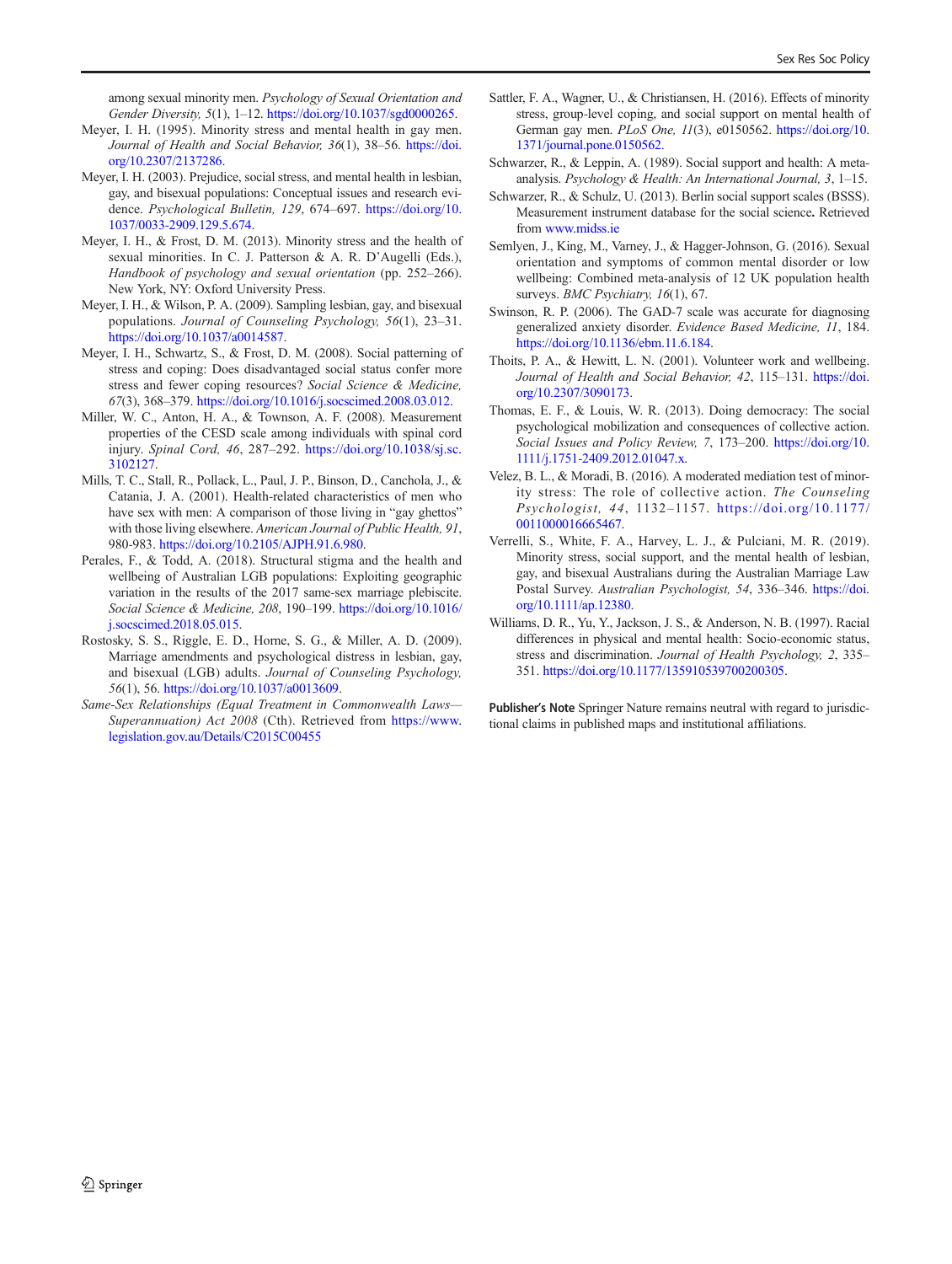among sexual minority men. *Psychology of Sexual Orientation and Gender Diversity, 5*(1), 1–12. https://doi.org/10.1037/sgd0000265.

Meyer, I. H. (1995). Minority stress and mental health in gay men. *Journal of Health and Social Behavior, 36*(1), 38–56. https://doi.org/10.2307/2137286.

Meyer, I. H. (2003). Prejudice, social stress, and mental health in lesbian, gay, and bisexual populations: Conceptual issues and research evidence. *Psychological Bulletin, 129*, 674–697. https://doi.org/10.1037/0033-2909.129.5.674.

Meyer, I. H., & Frost, D. M. (2013). Minority stress and the health of sexual minorities. In C. J. Patterson & A. R. D'Augelli (Eds.), *Handbook of psychology and sexual orientation* (pp. 252–266). New York, NY: Oxford University Press.

Meyer, I. H., & Wilson, P. A. (2009). Sampling lesbian, gay, and bisexual populations. *Journal of Counseling Psychology, 56*(1), 23–31. https://doi.org/10.1037/a0014587.

Meyer, I. H., Schwartz, S., & Frost, D. M. (2008). Social patterning of stress and coping: Does disadvantaged social status confer more stress and fewer coping resources? *Social Science & Medicine, 67*(3), 368–379. https://doi.org/10.1016/j.socscimed.2008.03.012.

Miller, W. C., Anton, H. A., & Townson, A. F. (2008). Measurement properties of the CESD scale among individuals with spinal cord injury. *Spinal Cord, 46*, 287–292. https://doi.org/10.1038/sj.sc.3102127.

Mills, T. C., Stall, R., Pollack, L., Paul, J. P., Binson, D., Canchola, J., & Catania, J. A. (2001). Health-related characteristics of men who have sex with men: A comparison of those living in "gay ghettos" with those living elsewhere. *American Journal of Public Health, 91*, 980-983. https://doi.org/10.2105/AJPH.91.6.980.

Perales, F., & Todd, A. (2018). Structural stigma and the health and wellbeing of Australian LGB populations: Exploiting geographic variation in the results of the 2017 same-sex marriage plebiscite. *Social Science & Medicine, 208*, 190–199. https://doi.org/10.1016/j.socscimed.2018.05.015.

Rostosky, S. S., Riggle, E. D., Horne, S. G., & Miller, A. D. (2009). Marriage amendments and psychological distress in lesbian, gay, and bisexual (LGB) adults. *Journal of Counseling Psychology, 56*(1), 56. https://doi.org/10.1037/a0013609.

*Same-Sex Relationships (Equal Treatment in Commonwealth Laws—Superannuation) Act 2008* (Cth). Retrieved from https://www.legislation.gov.au/Details/C2015C00455

Sattler, F. A., Wagner, U., & Christiansen, H. (2016). Effects of minority stress, group-level coping, and social support on mental health of German gay men. *PLoS One, 11*(3), e0150562. https://doi.org/10.1371/journal.pone.0150562.

Schwarzer, R., & Leppin, A. (1989). Social support and health: A meta-analysis. *Psychology & Health: An International Journal, 3*, 1–15.

Schwarzer, R., & Schulz, U. (2013). Berlin social support scales (BSSS). Measurement instrument database for the social science**.** Retrieved from www.midss.ie

Semlyen, J., King, M., Varney, J., & Hagger-Johnson, G. (2016). Sexual orientation and symptoms of common mental disorder or low wellbeing: Combined meta-analysis of 12 UK population health surveys. *BMC Psychiatry, 16*(1), 67.

Swinson, R. P. (2006). The GAD-7 scale was accurate for diagnosing generalized anxiety disorder. *Evidence Based Medicine, 11*, 184. https://doi.org/10.1136/ebm.11.6.184.

Thoits, P. A., & Hewitt, L. N. (2001). Volunteer work and wellbeing. *Journal of Health and Social Behavior, 42*, 115–131. https://doi.org/10.2307/3090173.

Thomas, E. F., & Louis, W. R. (2013). Doing democracy: The social psychological mobilization and consequences of collective action. *Social Issues and Policy Review, 7*, 173–200. https://doi.org/10.1111/j.1751-2409.2012.01047.x.

Velez, B. L., & Moradi, B. (2016). A moderated mediation test of minority stress: The role of collective action. *The Counseling Psychologist, 44*, 1132–1157. https://doi.org/10.1177/0011000016665467.

Verrelli, S., White, F. A., Harvey, L. J., & Pulciani, M. R. (2019). Minority stress, social support, and the mental health of lesbian, gay, and bisexual Australians during the Australian Marriage Law Postal Survey. *Australian Psychologist, 54*, 336–346. https://doi.org/10.1111/ap.12380.

Williams, D. R., Yu, Y., Jackson, J. S., & Anderson, N. B. (1997). Racial differences in physical and mental health: Socio-economic status, stress and discrimination. *Journal of Health Psychology, 2*, 335–351. https://doi.org/10.1177/135910539700200305.

**Publisher's Note** Springer Nature remains neutral with regard to jurisdictional claims in published maps and institutional affiliations.